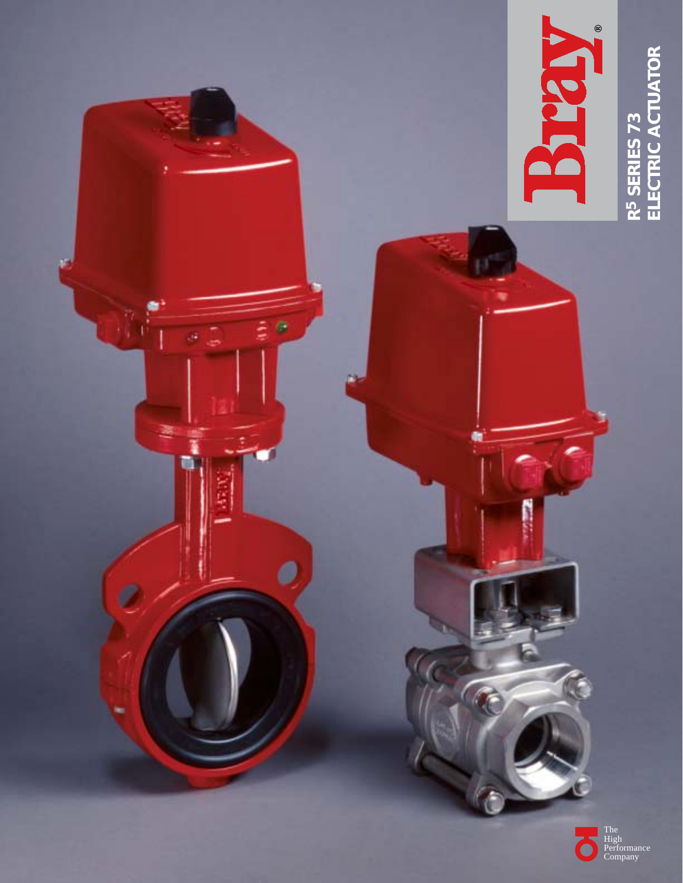Bray®

# R5 SERIES 73
# ELECTRIC ACTUATOR

The High Performance Company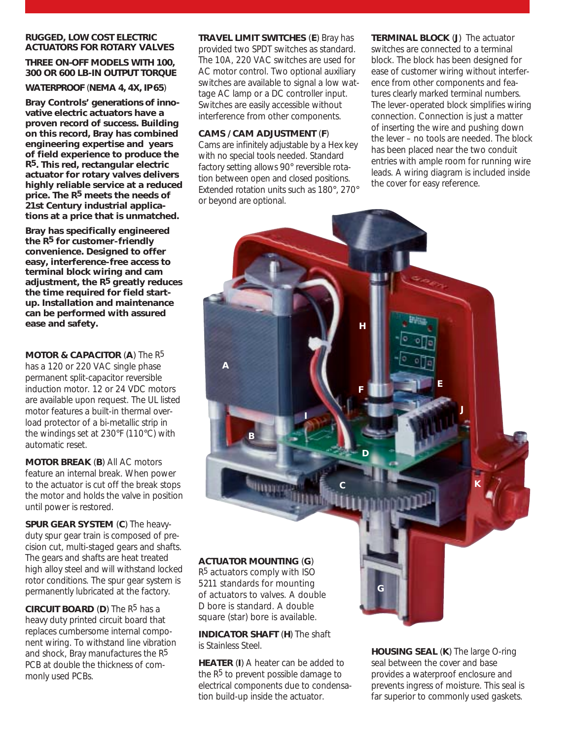**RUGGED, LOW COST ELECTRIC ACTUATORS FOR ROTARY VALVES**

**THREE ON-OFF MODELS WITH 100, 300 OR 600 LB-IN OUTPUT TORQUE**

**WATERPROOF** (**NEMA 4, 4X, IP65**)

**Bray Controls' generations of innovative electric actuators have a proven record of success. Building on this record, Bray has combined engineering expertise and years of field experience to produce the R5. This red, rectangular electric actuator for rotary valves delivers highly reliable service at a reduced price. The R5 meets the needs of 21st Century industrial applications at a price that is unmatched.**

**Bray has specifically engineered the R5 for customer-friendly convenience. Designed to offer easy, interference-free access to terminal block wiring and cam adjustment, the R5 greatly reduces the time required for field start-up. Installation and maintenance can be performed with assured ease and safety.**

**MOTOR & CAPACITOR** (**A**) The R5 has a 120 or 220 VAC single phase permanent split-capacitor reversible induction motor. 12 or 24 VDC motors are available upon request. The UL listed motor features a built-in thermal overload protector of a bi-metallic strip in the windings set at 230°F (110°C) with automatic reset.

**MOTOR BREAK** (**B**) All AC motors feature an internal break. When power to the actuator is cut off the break stops the motor and holds the valve in position until power is restored.

**SPUR GEAR SYSTEM** (**C**) The heavy-duty spur gear train is composed of precision cut, multi-staged gears and shafts. The gears and shafts are heat treated high alloy steel and will withstand locked rotor conditions. The spur gear system is permanently lubricated at the factory.

**CIRCUIT BOARD** (**D**) The R5 has a heavy duty printed circuit board that replaces cumbersome internal component wiring. To withstand line vibration and shock, Bray manufactures the R5 PCB at double the thickness of commonly used PCBs.

**TRAVEL LIMIT SWITCHES** (**E**) Bray has provided two SPDT switches as standard. The 10A, 220 VAC switches are used for AC motor control. Two optional auxiliary switches are available to signal a low wattage AC lamp or a DC controller input. Switches are easily accessible without interference from other components.

**CAMS / CAM ADJUSTMENT** (**F**) Cams are infinitely adjustable by a Hex key with no special tools needed. Standard factory setting allows 90° reversible rotation between open and closed positions. Extended rotation units such as 180°, 270° or beyond are optional.

**ACTUATOR MOUNTING** (**G**) R5 actuators comply with ISO 5211 standards for mounting of actuators to valves. A double D bore is standard. A double square (star) bore is available.

**INDICATOR SHAFT** (**H**) The shaft is Stainless Steel.

**HEATER** (**I**) A heater can be added to the R5 to prevent possible damage to electrical components due to condensation build-up inside the actuator.

**TERMINAL BLOCK** (**J**) The actuator switches are connected to a terminal block. The block has been designed for ease of customer wiring without interference from other components and features clearly marked terminal numbers. The lever-operated block simplifies wiring connection. Connection is just a matter of inserting the wire and pushing down the lever – no tools are needed. The block has been placed near the two conduit entries with ample room for running wire leads. A wiring diagram is included inside the cover for easy reference.

**HOUSING SEAL** (**K**) The large O-ring seal between the cover and base provides a waterproof enclosure and prevents ingress of moisture. This seal is far superior to commonly used gaskets.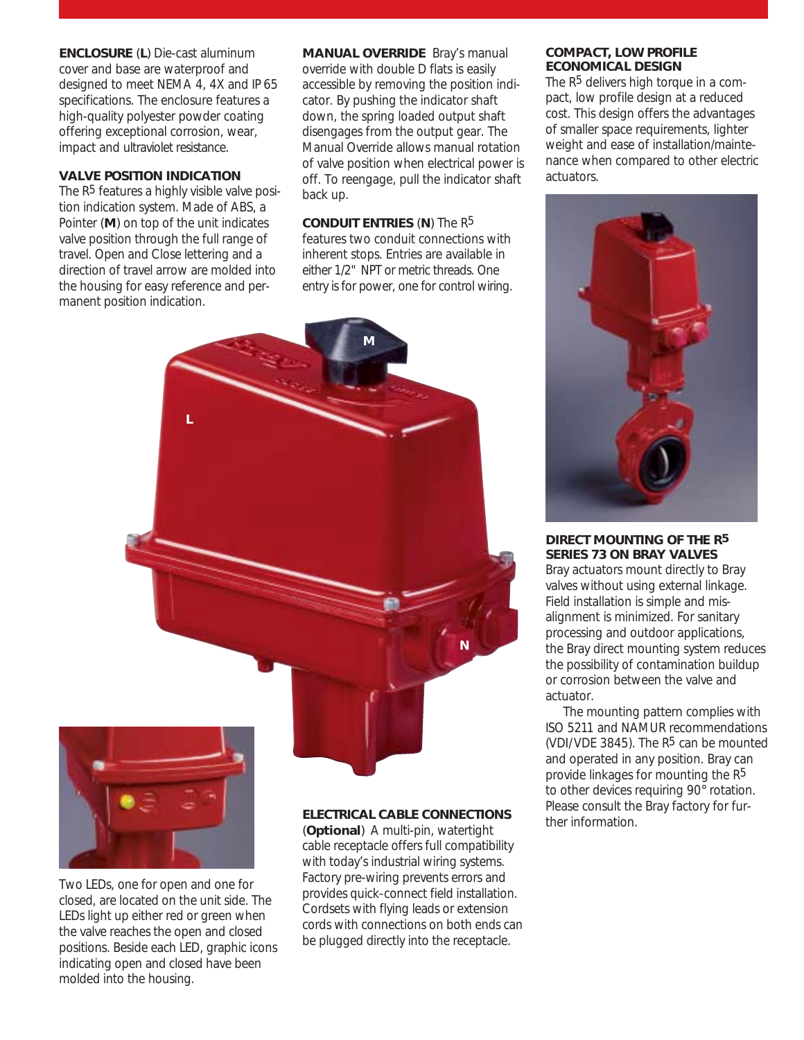**ENCLOSURE** (**L**) Die-cast aluminum cover and base are waterproof and designed to meet NEMA 4, 4X and IP 65 specifications. The enclosure features a high-quality polyester powder coating offering exceptional corrosion, wear, impact and ultraviolet resistance.

**VALVE POSITION INDICATION**
The R5 features a highly visible valve position indication system. Made of ABS, a Pointer (**M**) on top of the unit indicates valve position through the full range of travel. Open and Close lettering and a direction of travel arrow are molded into the housing for easy reference and permanent position indication.

Two LEDs, one for open and one for closed, are located on the unit side. The LEDs light up either red or green when the valve reaches the open and closed positions. Beside each LED, graphic icons indicating open and closed have been molded into the housing.

**MANUAL OVERRIDE** Bray's manual override with double D flats is easily accessible by removing the position indicator. By pushing the indicator shaft down, the spring loaded output shaft disengages from the output gear. The Manual Override allows manual rotation of valve position when electrical power is off. To reengage, pull the indicator shaft back up.

**CONDUIT ENTRIES** (**N**) The R5 features two conduit connections with inherent stops. Entries are available in either 1/2" NPT or metric threads. One entry is for power, one for control wiring.

**ELECTRICAL CABLE CONNECTIONS** (**Optional**) A multi-pin, watertight cable receptacle offers full compatibility with today's industrial wiring systems. Factory pre-wiring prevents errors and provides quick-connect field installation. Cordsets with flying leads or extension cords with connections on both ends can be plugged directly into the receptacle.

**COMPACT, LOW PROFILE ECONOMICAL DESIGN**
The R5 delivers high torque in a compact, low profile design at a reduced cost. This design offers the advantages of smaller space requirements, lighter weight and ease of installation/maintenance when compared to other electric actuators.

**DIRECT MOUNTING OF THE R5 SERIES 73 ON BRAY VALVES**
Bray actuators mount directly to Bray valves without using external linkage. Field installation is simple and misalignment is minimized. For sanitary processing and outdoor applications, the Bray direct mounting system reduces the possibility of contamination buildup or corrosion between the valve and actuator.

The mounting pattern complies with ISO 5211 and NAMUR recommendations (VDI/VDE 3845). The R5 can be mounted and operated in any position. Bray can provide linkages for mounting the R5 to other devices requiring 90° rotation. Please consult the Bray factory for further information.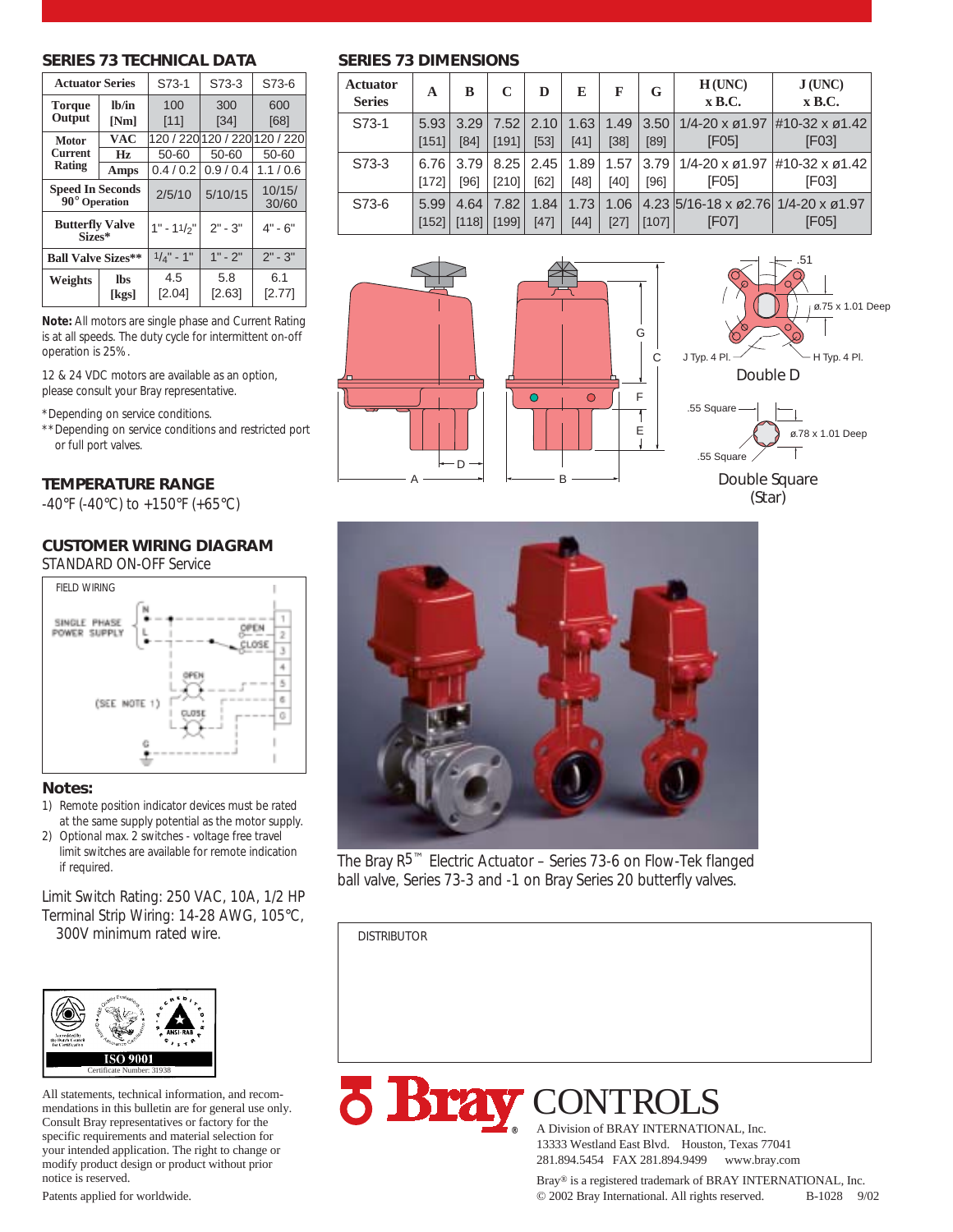## SERIES 73 TECHNICAL DATA

| Actuator Series | | S73-1 | S73-3 | S73-6 |
|---|---|---|---|---|
| Torque Output | lb/in [Nm] | 100 [11] | 300 [34] | 600 [68] |
| Motor Current Rating | VAC | 120 / 220 | 120 / 220 | 120 / 220 |
| | Hz | 50-60 | 50-60 | 50-60 |
| | Amps | 0.4 / 0.2 | 0.9 / 0.4 | 1.1 / 0.6 |
| Speed In Seconds 90° Operation | | 2/5/10 | 5/10/15 | 10/15/ 30/60 |
| Butterfly Valve Sizes* | | 1" - 1 1/2" | 2" - 3" | 4" - 6" |
| Ball Valve Sizes** | | 1/4" - 1" | 1" - 2" | 2" - 3" |
| Weights | lbs [kgs] | 4.5 [2.04] | 5.8 [2.63] | 6.1 [2.77] |

**Note:** All motors are single phase and Current Rating is at all speeds. The duty cycle for intermittent on-off operation is 25%.

12 & 24 VDC motors are available as an option, please consult your Bray representative.

*Depending on service conditions.
**Depending on service conditions and restricted port or full port valves.

## TEMPERATURE RANGE

-40°F (-40°C) to +150°F (+65°C)

## CUSTOMER WIRING DIAGRAM

STANDARD ON-OFF Service

FIELD WIRING
SINGLE PHASE POWER SUPPLY
N
L
OPEN
CLOSE
(SEE NOTE 1)
OPEN
CLOSE
G
1 2 3 4 5 6 G

## Notes:

1) Remote position indicator devices must be rated at the same supply potential as the motor supply.
2) Optional max. 2 switches - voltage free travel limit switches are available for remote indication if required.

Limit Switch Rating: 250 VAC, 10A, 1/2 HP
Terminal Strip Wiring: 14-28 AWG, 105°C, 300V minimum rated wire.

ISO 9001
Certificate Number: 31938

All statements, technical information, and recommendations in this bulletin are for general use only. Consult Bray representatives or factory for the specific requirements and material selection for your intended application. The right to change or modify product design or product without prior notice is reserved.

Patents applied for worldwide.

## SERIES 73 DIMENSIONS

| Actuator Series | A | B | C | D | E | F | G | H (UNC) x B.C. | J (UNC) x B.C. |
|---|---|---|---|---|---|---|---|---|---|
| S73-1 | 5.93 [151] | 3.29 [84] | 7.52 [191] | 2.10 [53] | 1.63 [41] | 1.49 [38] | 3.50 [89] | 1/4-20 x ø1.97 [F05] | #10-32 x ø1.42 [F03] |
| S73-3 | 6.76 [172] | 3.79 [96] | 8.25 [210] | 2.45 [62] | 1.89 [48] | 1.57 [40] | 3.79 [96] | 1/4-20 x ø1.97 [F05] | #10-32 x ø1.42 [F03] |
| S73-6 | 5.99 [152] | 4.64 [118] | 7.82 [199] | 1.84 [47] | 1.73 [44] | 1.06 [27] | 4.23 [107] | 5/16-18 x ø2.76 [F07] | 1/4-20 x ø1.97 [F05] |

A
B
C
D
E
F
G
.51
ø.75 x 1.01 Deep
J Typ. 4 Pl.
H Typ. 4 Pl.
Double D
.55 Square
ø.78 x 1.01 Deep
.55 Square
Double Square (Star)

The Bray R5™ Electric Actuator – Series 73-6 on Flow-Tek flanged ball valve, Series 73-3 and -1 on Bray Series 20 butterfly valves.

DISTRIBUTOR

Bray CONTROLS
A Division of BRAY INTERNATIONAL, Inc.
13333 Westland East Blvd. Houston, Texas 77041
281.894.5454 FAX 281.894.9499 www.bray.com

Bray® is a registered trademark of BRAY INTERNATIONAL, Inc.
© 2002 Bray International. All rights reserved. B-1028 9/02